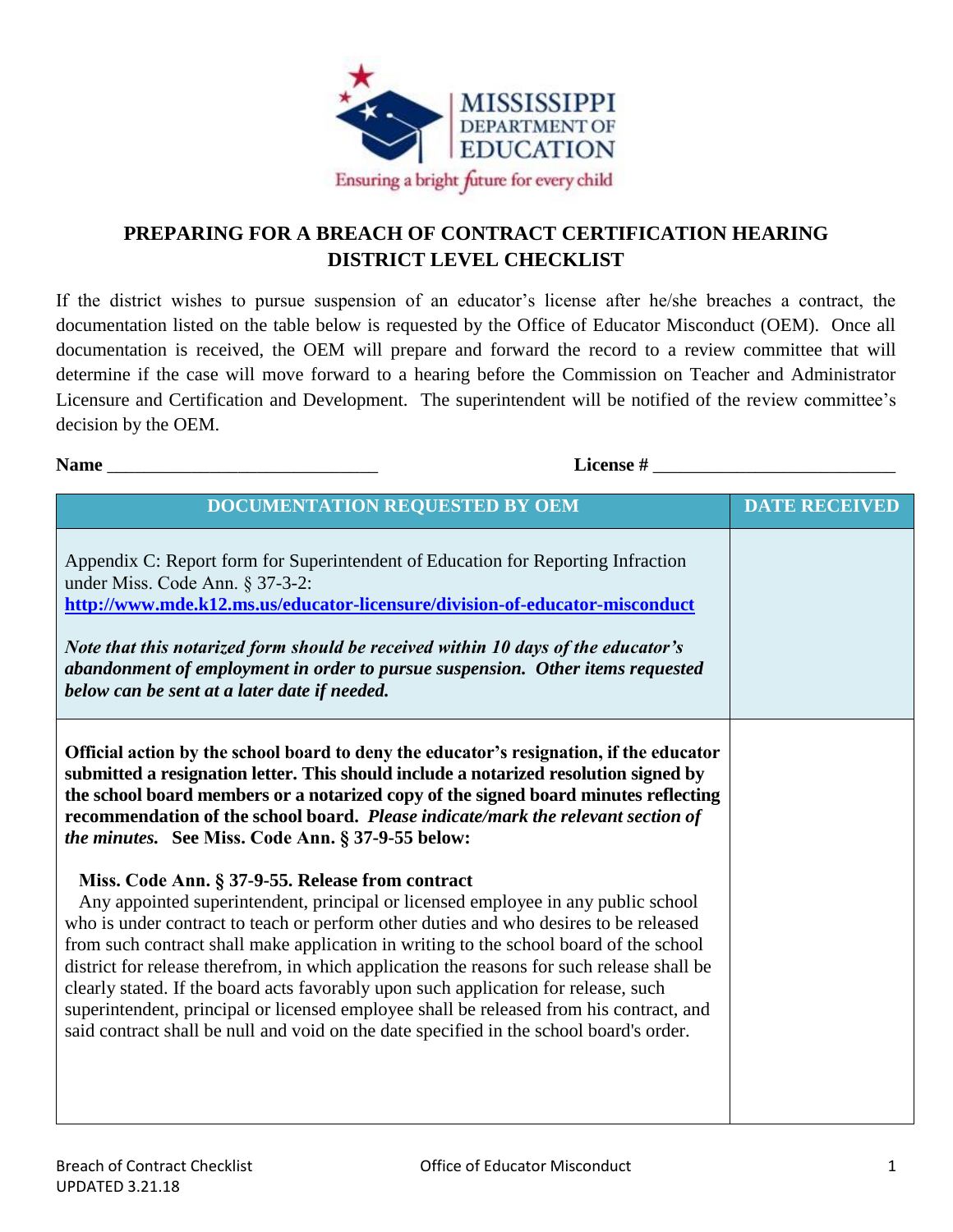# PREPARING FOR A BREACH OF CONTRACT CERTIFICATION HEARING DISTRICT LEVEL CHECKLIST

If the district wishes to pursue suspension of an educator's license after he/she breaches a contract, the documentation listed on the table below is requested by the Office of Educator Misconduct (OEM). Once all documentation is received, the OEM will prepare and forward the record to a review committee that will determine if the case will move forward to a hearing before the Commission on Teacher and Administrator Licensure and Certification and Development. The superintendent will be notified of the review committee's decision by the OEM.

**Name** ______________________________ **License #** __________________________

| DOCUMENTATION REQUESTED BY OEM | DATE RECEIVED |
|---|---|
| Appendix C: Report form for Superintendent of Education for Reporting Infraction under Miss. Code Ann. § 37-3-2: **http://www.mde.k12.ms.us/educator-licensure/division-of-educator-misconduct**<br><br>***Note that this notarized form should be received within 10 days of the educator's abandonment of employment in order to pursue suspension. Other items requested below can be sent at a later date if needed.*** | |
| **Official action by the school board to deny the educator's resignation, if the educator submitted a resignation letter. This should include a notarized resolution signed by the school board members or a notarized copy of the signed board minutes reflecting recommendation of the school board.** ***Please indicate/mark the relevant section of the minutes.*** **See Miss. Code Ann. § 37-9-55 below:**<br><br>**Miss. Code Ann. § 37-9-55. Release from contract**<br>Any appointed superintendent, principal or licensed employee in any public school who is under contract to teach or perform other duties and who desires to be released from such contract shall make application in writing to the school board of the school district for release therefrom, in which application the reasons for such release shall be clearly stated. If the board acts favorably upon such application for release, such superintendent, principal or licensed employee shall be released from his contract, and said contract shall be null and void on the date specified in the school board's order. | |

Breach of Contract Checklist
UPDATED 3.21.18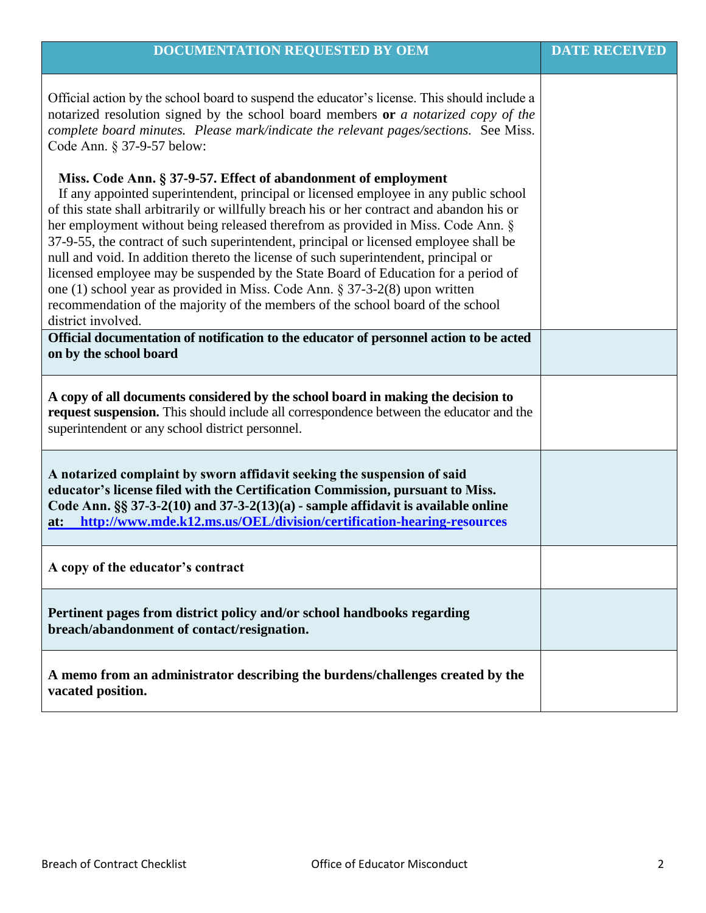| DOCUMENTATION REQUESTED BY OEM | DATE RECEIVED |
|---|---|
| Official action by the school board to suspend the educator's license. This should include a notarized resolution signed by the school board members **or** *a notarized copy of the complete board minutes. Please mark/indicate the relevant pages/sections.* See Miss. Code Ann. § 37-9-57 below:<br><br>**Miss. Code Ann. § 37-9-57. Effect of abandonment of employment**<br>If any appointed superintendent, principal or licensed employee in any public school of this state shall arbitrarily or willfully breach his or her contract and abandon his or her employment without being released therefrom as provided in Miss. Code Ann. § 37-9-55, the contract of such superintendent, principal or licensed employee shall be null and void. In addition thereto the license of such superintendent, principal or licensed employee may be suspended by the State Board of Education for a period of one (1) school year as provided in Miss. Code Ann. § 37-3-2(8) upon written recommendation of the majority of the members of the school board of the school district involved. | |
| **Official documentation of notification to the educator of personnel action to be acted on by the school board** | |
| **A copy of all documents considered by the school board in making the decision to request suspension.** This should include all correspondence between the educator and the superintendent or any school district personnel. | |
| **A notarized complaint by sworn affidavit seeking the suspension of said educator's license filed with the Certification Commission, pursuant to Miss. Code Ann. §§ 37-3-2(10) and 37-3-2(13)(a) - sample affidavit is available online at: [http://www.mde.k12.ms.us/OEL/division/certification-hearing-resources](http://www.mde.k12.ms.us/OEL/division/certification-hearing-resources)** | |
| **A copy of the educator's contract** | |
| **Pertinent pages from district policy and/or school handbooks regarding breach/abandonment of contact/resignation.** | |
| **A memo from an administrator describing the burdens/challenges created by the vacated position.** | |